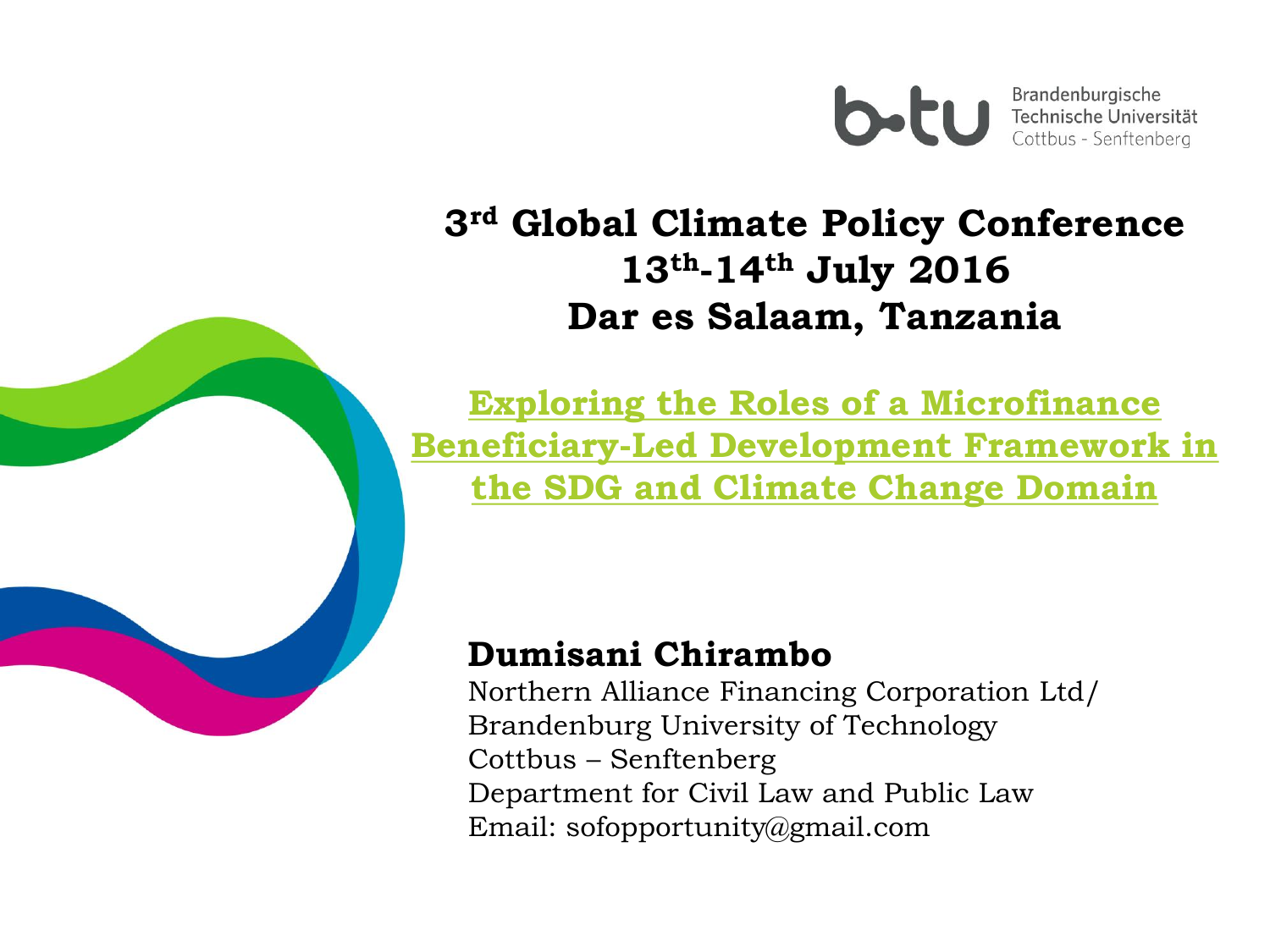Brandenburgische Technische Universität Cottbus - Senftenberg

# 3rd Global Climate Policy Conference 13th-14th July 2016 Dar es Salaam, Tanzania

## Exploring the Roles of a Microfinance Beneficiary-Led Development Framework in the SDG and Climate Change Domain

**Dumisani Chirambo**

Northern Alliance Financing Corporation Ltd/
Brandenburg University of Technology
Cottbus – Senftenberg
Department for Civil Law and Public Law
Email: sofopportunity@gmail.com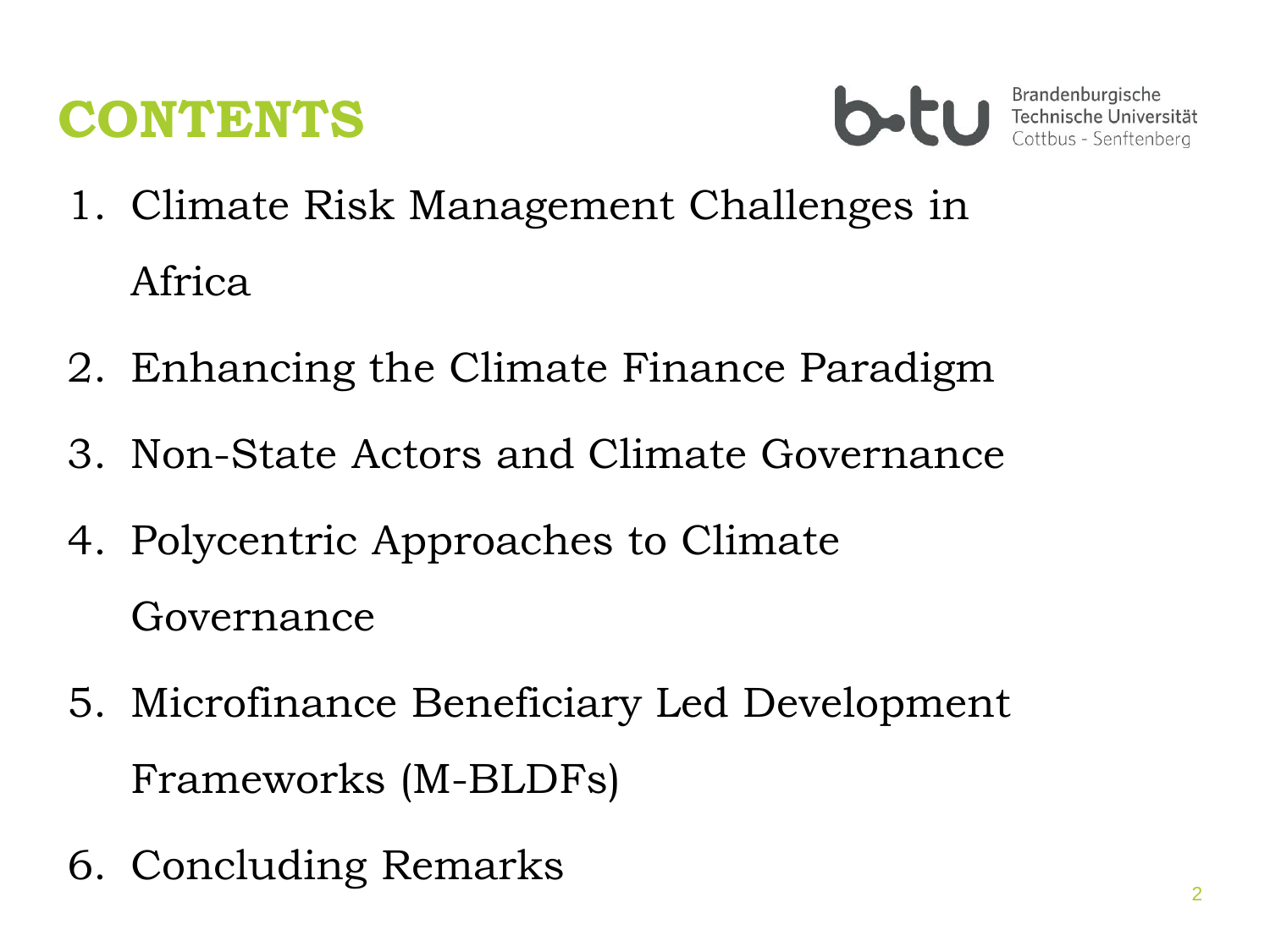# CONTENTS

1. Climate Risk Management Challenges in Africa
2. Enhancing the Climate Finance Paradigm
3. Non-State Actors and Climate Governance
4. Polycentric Approaches to Climate Governance
5. Microfinance Beneficiary Led Development Frameworks (M-BLDFs)
6. Concluding Remarks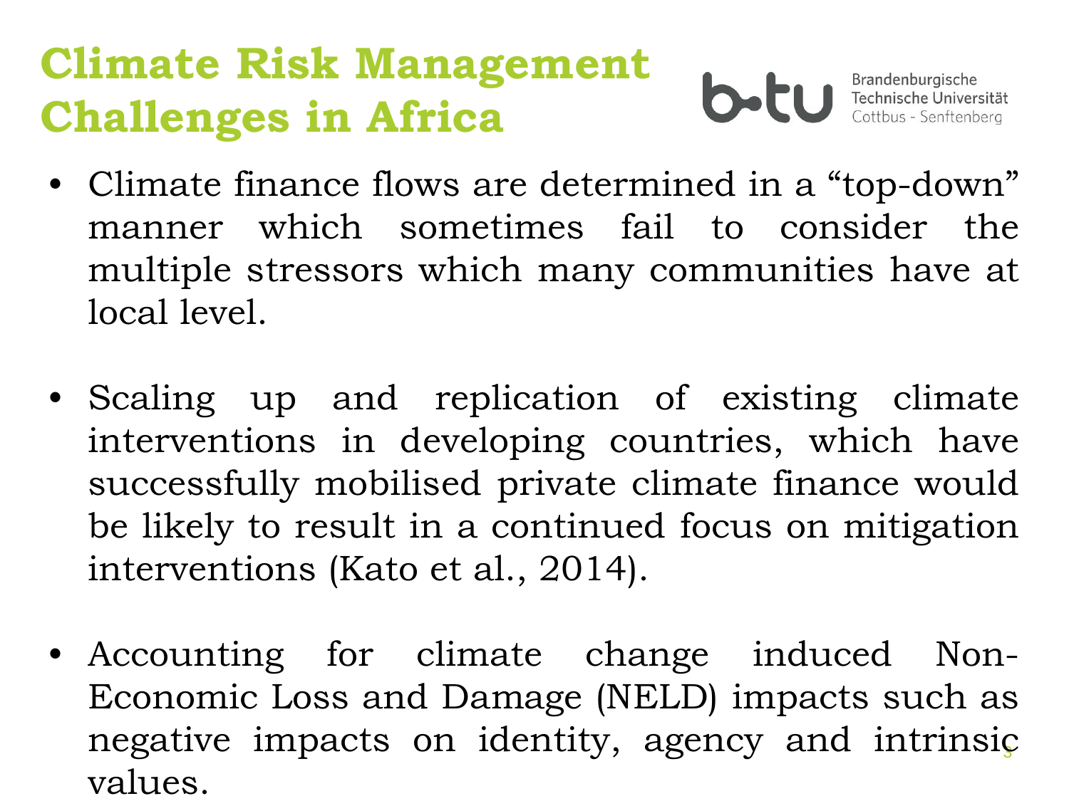# Climate Risk Management Challenges in Africa

- Climate finance flows are determined in a "top-down" manner which sometimes fail to consider the multiple stressors which many communities have at local level.

- Scaling up and replication of existing climate interventions in developing countries, which have successfully mobilised private climate finance would be likely to result in a continued focus on mitigation interventions (Kato et al., 2014).

- Accounting for climate change induced Non-Economic Loss and Damage (NELD) impacts such as negative impacts on identity, agency and intrinsic values.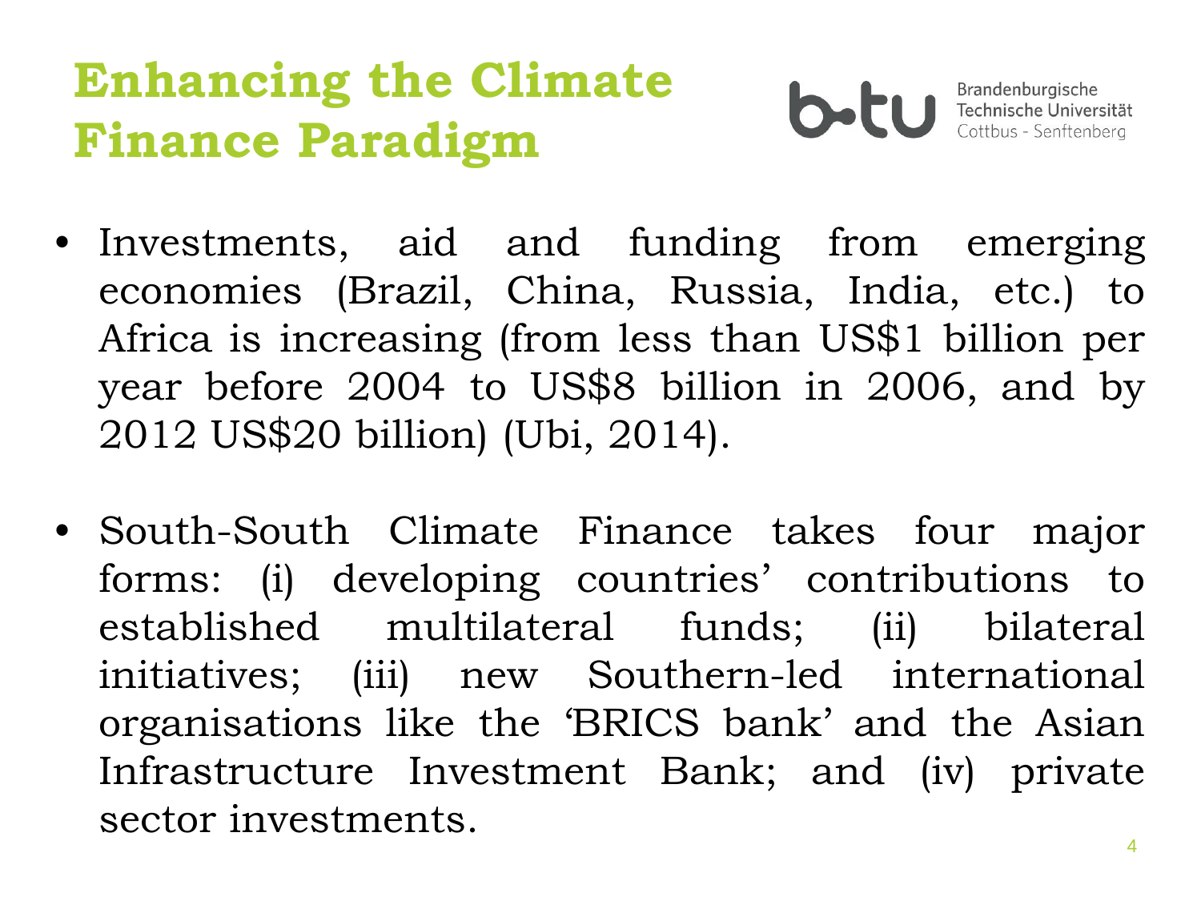# Enhancing the Climate Finance Paradigm

- Investments, aid and funding from emerging economies (Brazil, China, Russia, India, etc.) to Africa is increasing (from less than US$1 billion per year before 2004 to US$8 billion in 2006, and by 2012 US$20 billion) (Ubi, 2014).

- South-South Climate Finance takes four major forms: (i) developing countries' contributions to established multilateral funds; (ii) bilateral initiatives; (iii) new Southern-led international organisations like the 'BRICS bank' and the Asian Infrastructure Investment Bank; and (iv) private sector investments.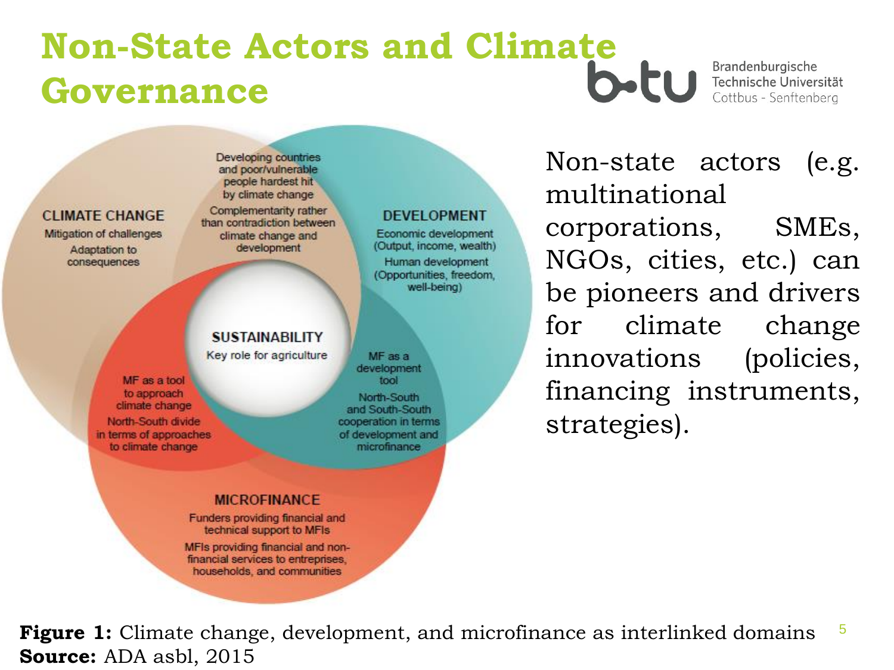# Non-State Actors and Climate Governance

CLIMATE CHANGE
Mitigation of challenges
Adaptation to consequences

Developing countries and poor/vulnerable people hardest hit by climate change

Complementarity rather than contradiction between climate change and development

DEVELOPMENT
Economic development (Output, income, wealth)
Human development (Opportunities, freedom, well-being)

SUSTAINABILITY
Key role for agriculture

MF as a tool to approach climate change
North-South divide in terms of approaches to climate change

MF as a development tool
North-South and South-South cooperation in terms of development and microfinance

MICROFINANCE
Funders providing financial and technical support to MFIs
MFIs providing financial and non-financial services to entreprises, households, and communities

Non-state actors (e.g. multinational corporations, SMEs, NGOs, cities, etc.) can be pioneers and drivers for climate change innovations (policies, financing instruments, strategies).

**Figure 1:** Climate change, development, and microfinance as interlinked domains
**Source:** ADA asbl, 2015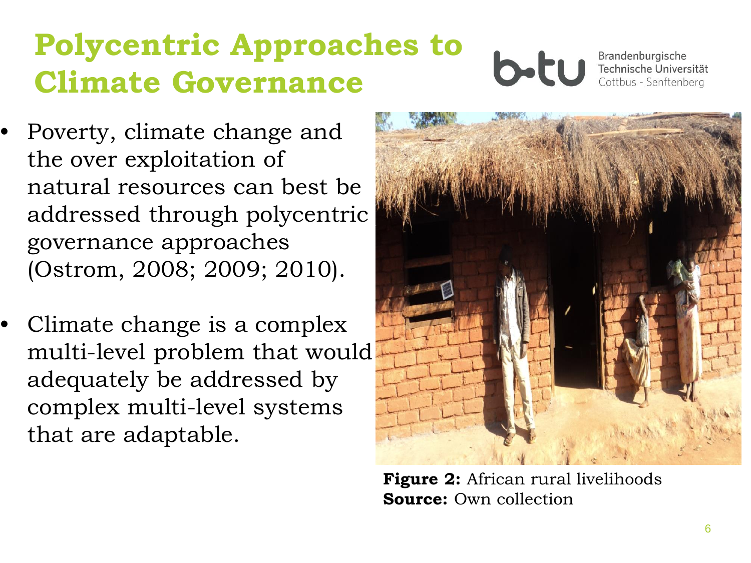# Polycentric Approaches to Climate Governance

- Poverty, climate change and the over exploitation of natural resources can best be addressed through polycentric governance approaches (Ostrom, 2008; 2009; 2010).
- Climate change is a complex multi-level problem that would adequately be addressed by complex multi-level systems that are adaptable.

**Figure 2:** African rural livelihoods
**Source:** Own collection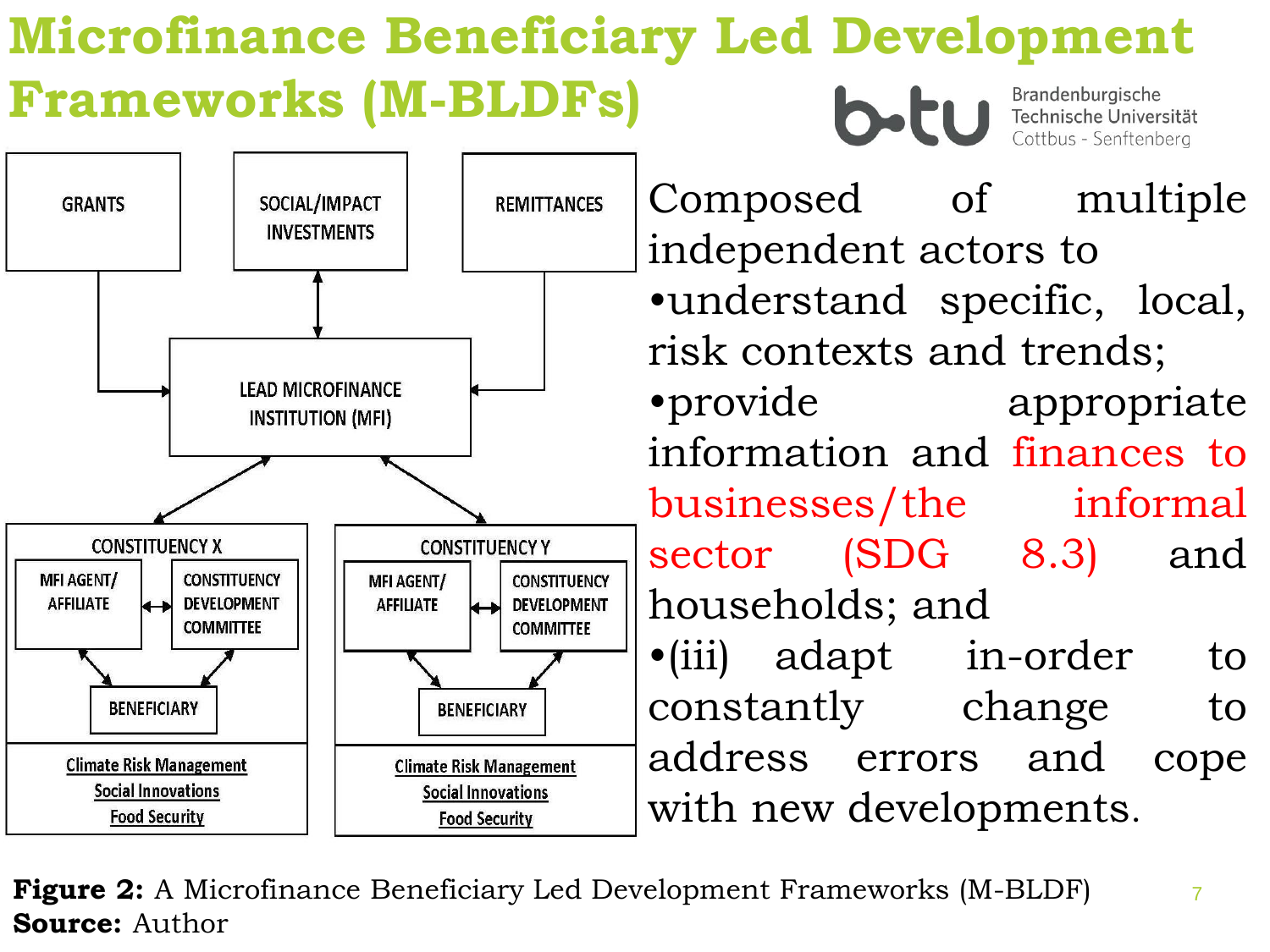# Microfinance Beneficiary Led Development Frameworks (M-BLDFs)

Composed of multiple independent actors to

- understand specific, local, risk contexts and trends;
- provide appropriate information and finances to businesses/the informal sector (SDG 8.3) and households; and
- (iii) adapt in-order to constantly change to address errors and cope with new developments.

**Figure 2:** A Microfinance Beneficiary Led Development Frameworks (M-BLDF)
**Source:** Author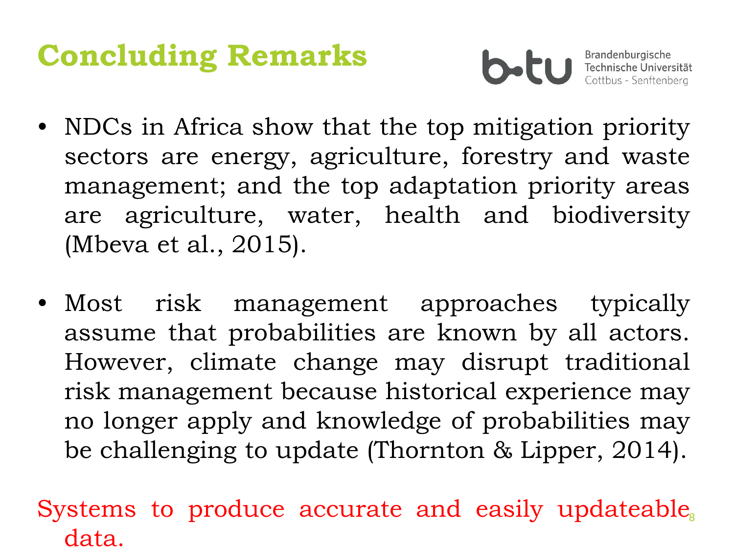# Concluding Remarks

- NDCs in Africa show that the top mitigation priority sectors are energy, agriculture, forestry and waste management; and the top adaptation priority areas are agriculture, water, health and biodiversity (Mbeva et al., 2015).

- Most risk management approaches typically assume that probabilities are known by all actors. However, climate change may disrupt traditional risk management because historical experience may no longer apply and knowledge of probabilities may be challenging to update (Thornton & Lipper, 2014).

Systems to produce accurate and easily updateable data.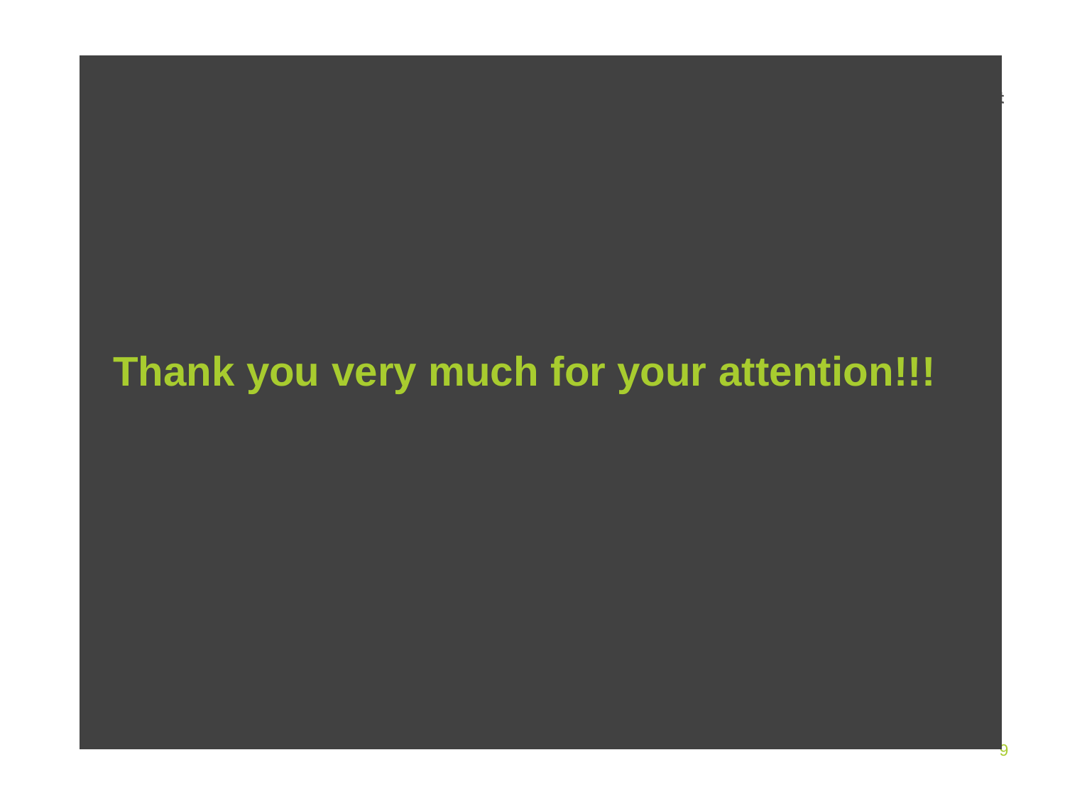**Thank you very much for your attention!!!**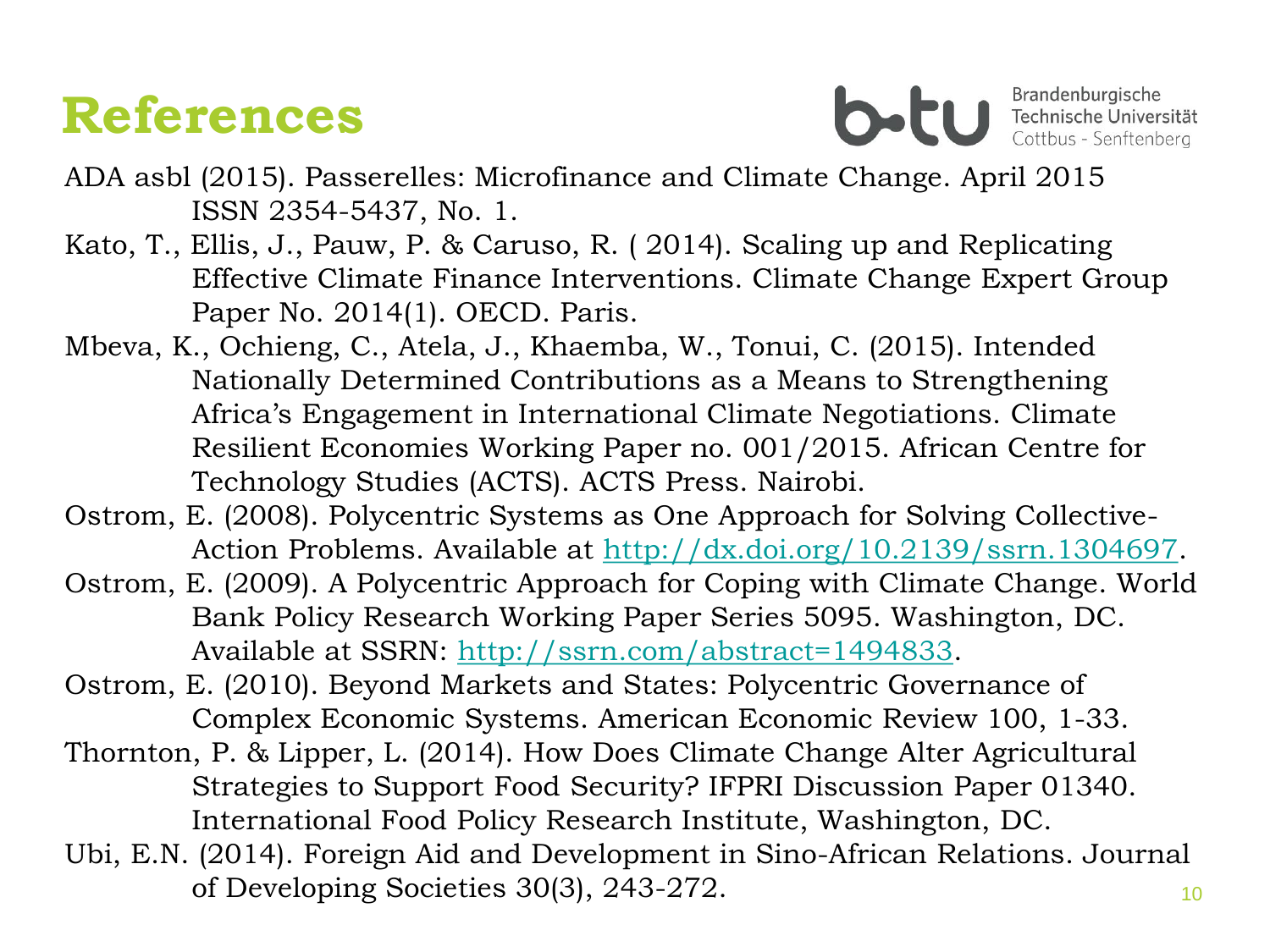# References

ADA asbl (2015). Passerelles: Microfinance and Climate Change. April 2015 ISSN 2354-5437, No. 1.

Kato, T., Ellis, J., Pauw, P. & Caruso, R. ( 2014). Scaling up and Replicating Effective Climate Finance Interventions. Climate Change Expert Group Paper No. 2014(1). OECD. Paris.

Mbeva, K., Ochieng, C., Atela, J., Khaemba, W., Tonui, C. (2015). Intended Nationally Determined Contributions as a Means to Strengthening Africa's Engagement in International Climate Negotiations. Climate Resilient Economies Working Paper no. 001/2015. African Centre for Technology Studies (ACTS). ACTS Press. Nairobi.

Ostrom, E. (2008). Polycentric Systems as One Approach for Solving Collective-Action Problems. Available at http://dx.doi.org/10.2139/ssrn.1304697.

Ostrom, E. (2009). A Polycentric Approach for Coping with Climate Change. World Bank Policy Research Working Paper Series 5095. Washington, DC. Available at SSRN: http://ssrn.com/abstract=1494833.

Ostrom, E. (2010). Beyond Markets and States: Polycentric Governance of Complex Economic Systems. American Economic Review 100, 1-33.

Thornton, P. & Lipper, L. (2014). How Does Climate Change Alter Agricultural Strategies to Support Food Security? IFPRI Discussion Paper 01340. International Food Policy Research Institute, Washington, DC.

Ubi, E.N. (2014). Foreign Aid and Development in Sino-African Relations. Journal of Developing Societies 30(3), 243-272.